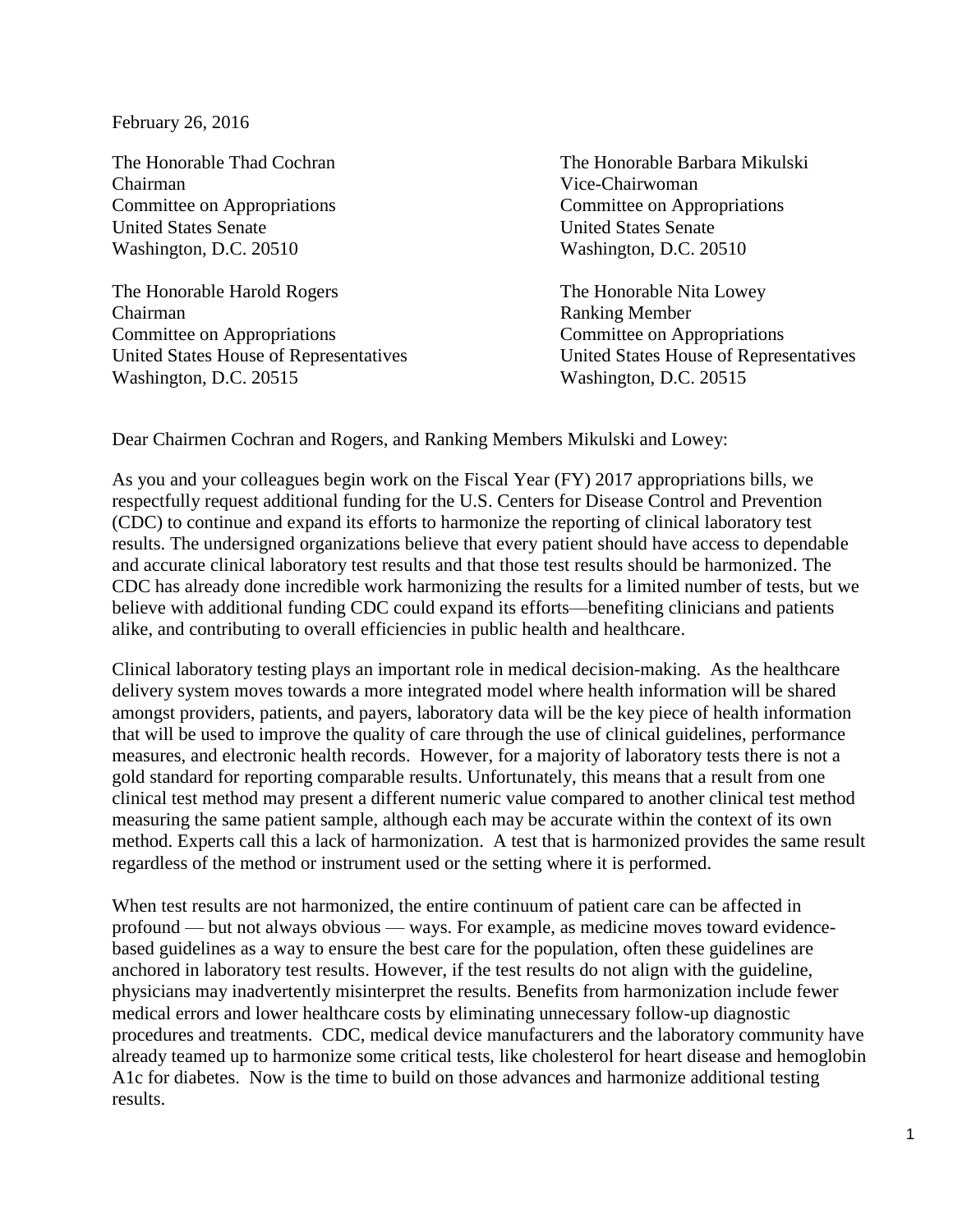February 26, 2016

The Honorable Thad Cochran
Chairman
Committee on Appropriations
United States Senate
Washington, D.C. 20510

The Honorable Barbara Mikulski
Vice-Chairwoman
Committee on Appropriations
United States Senate
Washington, D.C. 20510

The Honorable Harold Rogers
Chairman
Committee on Appropriations
United States House of Representatives
Washington, D.C. 20515

The Honorable Nita Lowey
Ranking Member
Committee on Appropriations
United States House of Representatives
Washington, D.C. 20515

Dear Chairmen Cochran and Rogers, and Ranking Members Mikulski and Lowey:

As you and your colleagues begin work on the Fiscal Year (FY) 2017 appropriations bills, we respectfully request additional funding for the U.S. Centers for Disease Control and Prevention (CDC) to continue and expand its efforts to harmonize the reporting of clinical laboratory test results. The undersigned organizations believe that every patient should have access to dependable and accurate clinical laboratory test results and that those test results should be harmonized. The CDC has already done incredible work harmonizing the results for a limited number of tests, but we believe with additional funding CDC could expand its efforts—benefiting clinicians and patients alike, and contributing to overall efficiencies in public health and healthcare.

Clinical laboratory testing plays an important role in medical decision-making. As the healthcare delivery system moves towards a more integrated model where health information will be shared amongst providers, patients, and payers, laboratory data will be the key piece of health information that will be used to improve the quality of care through the use of clinical guidelines, performance measures, and electronic health records. However, for a majority of laboratory tests there is not a gold standard for reporting comparable results. Unfortunately, this means that a result from one clinical test method may present a different numeric value compared to another clinical test method measuring the same patient sample, although each may be accurate within the context of its own method. Experts call this a lack of harmonization. A test that is harmonized provides the same result regardless of the method or instrument used or the setting where it is performed.

When test results are not harmonized, the entire continuum of patient care can be affected in profound — but not always obvious — ways. For example, as medicine moves toward evidence-based guidelines as a way to ensure the best care for the population, often these guidelines are anchored in laboratory test results. However, if the test results do not align with the guideline, physicians may inadvertently misinterpret the results. Benefits from harmonization include fewer medical errors and lower healthcare costs by eliminating unnecessary follow-up diagnostic procedures and treatments. CDC, medical device manufacturers and the laboratory community have already teamed up to harmonize some critical tests, like cholesterol for heart disease and hemoglobin A1c for diabetes. Now is the time to build on those advances and harmonize additional testing results.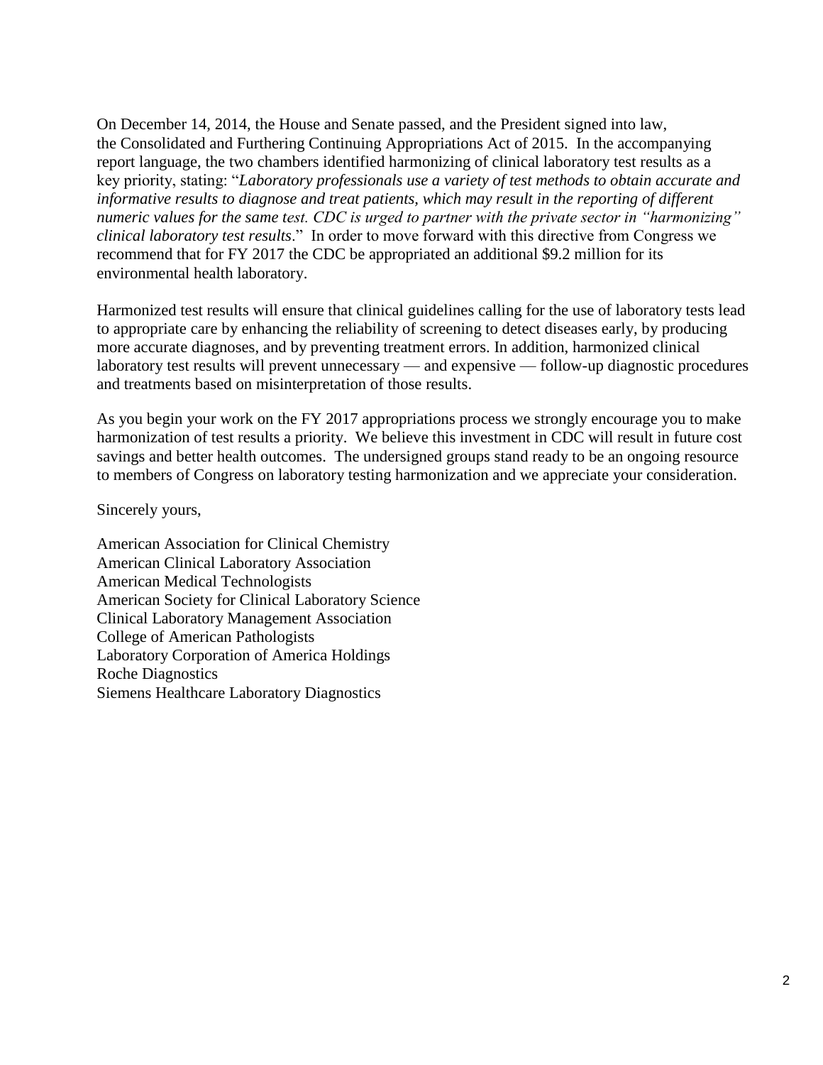On December 14, 2014, the House and Senate passed, and the President signed into law, the Consolidated and Furthering Continuing Appropriations Act of 2015. In the accompanying report language, the two chambers identified harmonizing of clinical laboratory test results as a key priority, stating: "*Laboratory professionals use a variety of test methods to obtain accurate and informative results to diagnose and treat patients, which may result in the reporting of different numeric values for the same test. CDC is urged to partner with the private sector in "harmonizing" clinical laboratory test results*." In order to move forward with this directive from Congress we recommend that for FY 2017 the CDC be appropriated an additional $9.2 million for its environmental health laboratory.

Harmonized test results will ensure that clinical guidelines calling for the use of laboratory tests lead to appropriate care by enhancing the reliability of screening to detect diseases early, by producing more accurate diagnoses, and by preventing treatment errors. In addition, harmonized clinical laboratory test results will prevent unnecessary — and expensive — follow-up diagnostic procedures and treatments based on misinterpretation of those results.

As you begin your work on the FY 2017 appropriations process we strongly encourage you to make harmonization of test results a priority. We believe this investment in CDC will result in future cost savings and better health outcomes. The undersigned groups stand ready to be an ongoing resource to members of Congress on laboratory testing harmonization and we appreciate your consideration.

Sincerely yours,

American Association for Clinical Chemistry
American Clinical Laboratory Association
American Medical Technologists
American Society for Clinical Laboratory Science
Clinical Laboratory Management Association
College of American Pathologists
Laboratory Corporation of America Holdings
Roche Diagnostics
Siemens Healthcare Laboratory Diagnostics